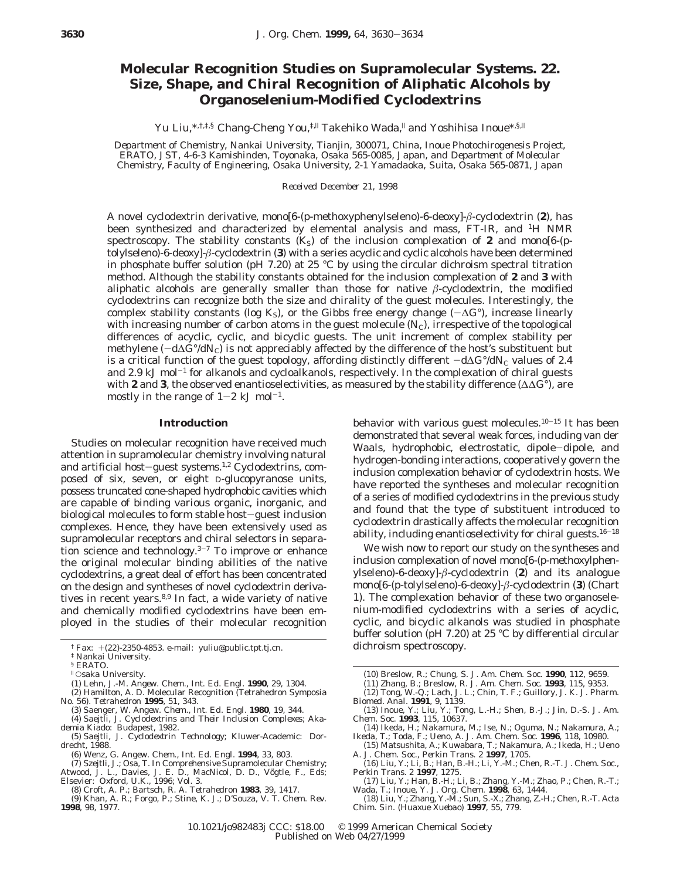# Molecular Recognition Studies on Supramolecular Systems. 22. Size, Shape, and Chiral Recognition of Aliphatic Alcohols by Organoselenium-Modified Cyclodextrins

Yu Liu,*[†,‡,§] Chang-Cheng You,[‡,∥] Takehiko Wada,[∥] and Yoshihisa Inoue*[§,∥]

*Department of Chemistry, Nankai University, Tianjin, 300071, China, Inoue Photochirogenesis Project, ERATO, JST, 4-6-3 Kamishinden, Toyonaka, Osaka 565-0085, Japan, and Department of Molecular Chemistry, Faculty of Engineering, Osaka University, 2-1 Yamadaoka, Suita, Osaka 565-0871, Japan*

*Received December 21, 1998*

A novel cyclodextrin derivative, mono[6-(p-methoxyphenylseleno)-6-deoxy]-β-cyclodextrin (**2**), has been synthesized and characterized by elemental analysis and mass, FT-IR, and $^1$H NMR spectroscopy. The stability constants ($K_S$) of the inclusion complexation of **2** and mono[6-(p-tolylseleno)-6-deoxy]-β-cyclodextrin (**3**) with a series acyclic and cyclic alcohols have been determined in phosphate buffer solution (pH 7.20) at 25 °C by using the circular dichroism spectral titration method. Although the stability constants obtained for the inclusion complexation of **2** and **3** with aliphatic alcohols are generally smaller than those for native β-cyclodextrin, the modified cyclodextrins can recognize both the size and chirality of the guest molecules. Interestingly, the complex stability constants (log $K_S$), or the Gibbs free energy change ($-\Delta G°$), increase linearly with increasing number of carbon atoms in the guest molecule ($N_C$), irrespective of the topological differences of acyclic, cyclic, and bicyclic guests. The unit increment of complex stability per methylene ($-d\Delta G°/dN_C$) is not appreciably affected by the difference of the host's substituent but is a critical function of the guest topology, affording distinctly different $-d\Delta G°/dN_C$ values of 2.4 and 2.9 kJ mol$^{-1}$ for alkanols and cycloalkanols, respectively. In the complexation of chiral guests with **2** and **3**, the observed enantioselectivities, as measured by the stability difference ($\Delta\Delta G°$), are mostly in the range of 1−2 kJ mol$^{-1}$.

## Introduction

Studies on molecular recognition have received much attention in supramolecular chemistry involving natural and artificial host−guest systems.[1,2] Cyclodextrins, composed of six, seven, or eight D-glucopyranose units, possess truncated cone-shaped hydrophobic cavities which are capable of binding various organic, inorganic, and biological molecules to form stable host−guest inclusion complexes. Hence, they have been extensively used as supramolecular receptors and chiral selectors in separation science and technology.[3−7] To improve or enhance the original molecular binding abilities of the native cyclodextrins, a great deal of effort has been concentrated on the design and syntheses of novel cyclodextrin derivatives in recent years.[8,9] In fact, a wide variety of native and chemically modified cyclodextrins have been employed in the studies of their molecular recognition behavior with various guest molecules.[10−15] It has been demonstrated that several weak forces, including van der Waals, hydrophobic, electrostatic, dipole−dipole, and hydrogen-bonding interactions, cooperatively govern the inclusion complexation behavior of cyclodextrin hosts. We have reported the syntheses and molecular recognition of a series of modified cyclodextrins in the previous study and found that the type of substituent introduced to cyclodextrin drastically affects the molecular recognition ability, including enantioselectivity for chiral guests.[16−18]

We wish now to report our study on the syntheses and inclusion complexation of novel mono[6-(p-methoxylphenylseleno)-6-deoxy]-β-cyclodextrin (**2**) and its analogue mono[6-(p-tolylseleno)-6-deoxy]-β-cyclodextrin (**3**) (Chart 1). The complexation behavior of these two organoselenium-modified cyclodextrins with a series of acyclic, cyclic, and bicyclic alkanols was studied in phosphate buffer solution (pH 7.20) at 25 °C by differential circular dichroism spectroscopy.

---

[†] Fax: +(22)-2350-4853. e-mail: yuliu@public.tpt.tj.cn.
[‡] Nankai University.
[§] ERATO.
[∥] Osaka University.

(1) Lehn, J.-M. *Angew. Chem., Int. Ed. Engl.* **1990**, *29*, 1304.
(2) Hamilton, A. D. Molecular Recognition (Tetrahedron Symposia No. 56). *Tetrahedron* **1995**, *51*, 343.
(3) Saenger, W. *Angew. Chem., Int. Ed. Engl.* **1980**, *19*, 344.
(4) Saejtli, J. *Cyclodextrins and Their Inclusion Complexes*; Akademia Kiado: Budapest, 1982.
(5) Saejtli, J. *Cyclodextrin Technology*; Kluwer-Academic: Dordrecht, 1988.
(6) Wenz, G. *Angew. Chem., Int. Ed. Engl.* **1994**, *33*, 803.
(7) Szejtli, J.; Osa, T. In *Comprehensive Supramolecular Chemistry*; Atwood, J. L., Davies, J. E. D., MacNicol, D. D., Vögtle, F., Eds; Elsevier: Oxford, U.K., 1996; Vol. 3.
(8) Croft, A. P.; Bartsch, R. A. *Tetrahedron* **1983**, *39*, 1417.
(9) Khan, A. R.; Forgo, P.; Stine, K. J.; D'Souza, V. T. *Chem. Rev.* **1998**, *98*, 1977.
(10) Breslow, R.; Chung, S. *J. Am. Chem. Soc.* **1990**, *112*, 9659.
(11) Zhang, B.; Breslow, R. *J. Am. Chem. Soc.* **1993**, *115*, 9353.
(12) Tong, W.-Q.; Lach, J. L.; Chin, T. F.; Guillory, J. K. *J. Pharm. Biomed. Anal.* **1991**, *9*, 1139.
(13) Inoue, Y.; Liu, Y.; Tong, L.-H.; Shen, B.-J.; Jin, D.-S. *J. Am. Chem. Soc.* **1993**, *115*, 10637.
(14) Ikeda, H.; Nakamura, M.; Ise, N.; Oguma, N.; Nakamura, A.; Ikeda, T.; Toda, F.; Ueno, A. *J. Am. Chem. Soc.* **1996**, *118*, 10980.
(15) Matsushita, A.; Kuwabara, T.; Nakamura, A.; Ikeda, H.; Ueno A. *J. Chem. Soc., Perkin Trans. 2* **1997**, 1705.
(16) Liu, Y.; Li, B.; Han, B.-H.; Li, Y.-M.; Chen, R.-T. *J. Chem. Soc., Perkin Trans. 2* **1997**, 1275.
(17) Liu, Y.; Han, B.-H.; Li, B.; Zhang, Y.-M.; Zhao, P.; Chen, R.-T.; Wada, T.; Inoue, Y. *J. Org. Chem.* **1998**, *63*, 1444.
(18) Liu, Y.; Zhang, Y.-M.; Sun, S.-X.; Zhang, Z.-H.; Chen, R.-T. *Acta Chim. Sin. (Huaxue Xuebao)* **1997**, *55*, 779.

10.1021/jo982483j CCC: $18.00 © 1999 American Chemical Society
Published on Web 04/27/1999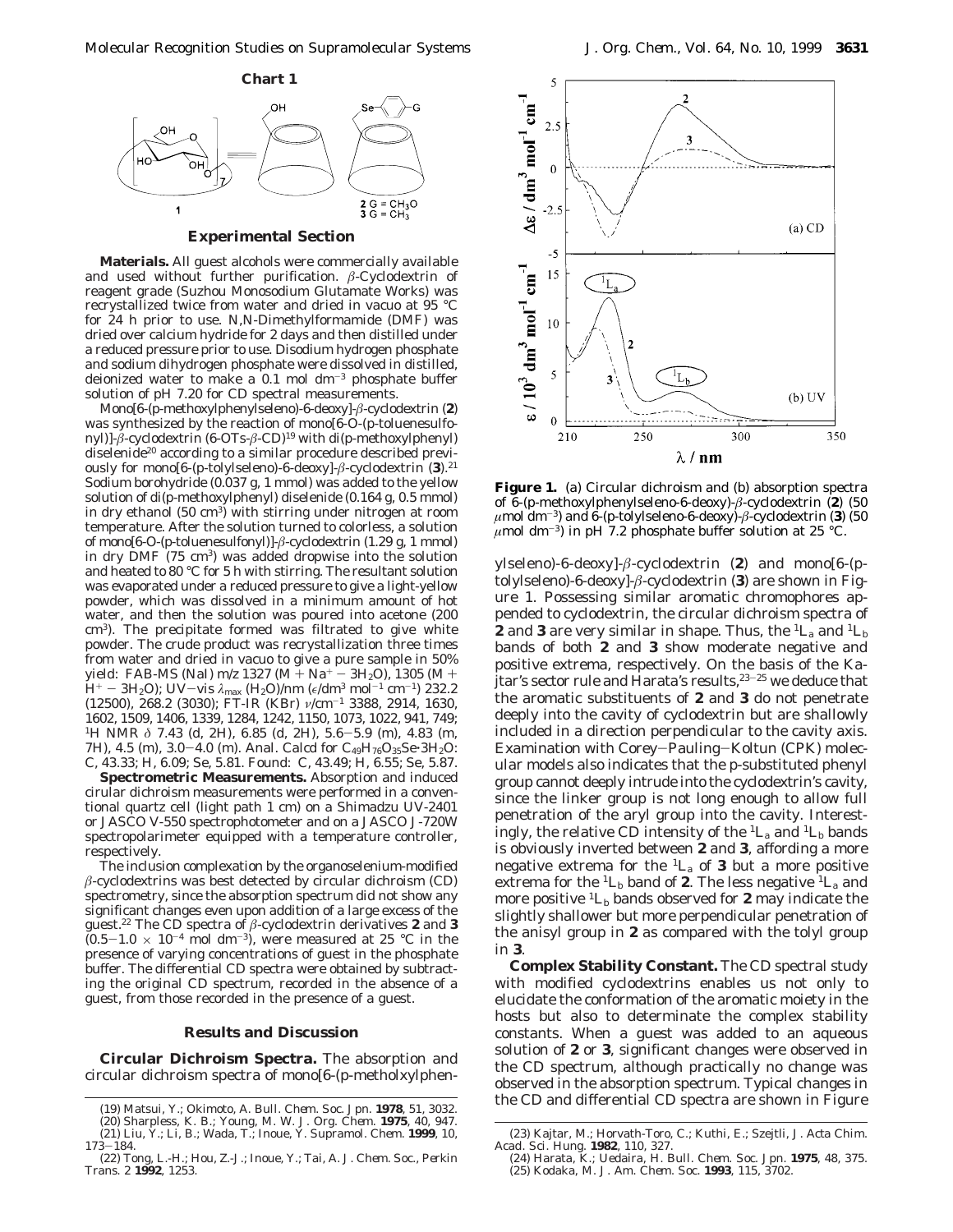**Chart 1**

**Experimental Section**

**Materials.** All guest alcohols were commercially available and used without further purification. β-Cyclodextrin of reagent grade (Suzhou Monosodium Glutamate Works) was recrystallized twice from water and dried in vacuo at 95 °C for 24 h prior to use. N,N-Dimethylformamide (DMF) was dried over calcium hydride for 2 days and then distilled under a reduced pressure prior to use. Disodium hydrogen phosphate and sodium dihydrogen phosphate were dissolved in distilled, deionized water to make a 0.1 mol dm$^{-3}$ phosphate buffer solution of pH 7.20 for CD spectral measurements.

Mono[6-(p-methoxylphenylseleno)-6-deoxy]-β-cyclodextrin (**2**) was synthesized by the reaction of mono[6-O-(p-toluenesulfonyl)]-β-cyclodextrin (6-OTs-β-CD)[19] with di(p-methoxylphenyl) diselenide[20] according to a similar procedure described previously for mono[6-(p-tolylseleno)-6-deoxy]-β-cyclodextrin (**3**).[21] Sodium borohydride (0.037 g, 1 mmol) was added to the yellow solution of di(p-methoxylphenyl) diselenide (0.164 g, 0.5 mmol) in dry ethanol (50 cm$^3$) with stirring under nitrogen at room temperature. After the solution turned to colorless, a solution of mono[6-O-(p-toluenesulfonyl)]-β-cyclodextrin (1.29 g, 1 mmol) in dry DMF (75 cm$^3$) was added dropwise into the solution and heated to 80 °C for 5 h with stirring. The resultant solution was evaporated under a reduced pressure to give a light-yellow powder, which was dissolved in a minimum amount of hot water, and then the solution was poured into acetone (200 cm$^3$). The precipitate formed was filtrated to give white powder. The crude product was recrystallization three times from water and dried in vacuo to give a pure sample in 50% yield: FAB-MS (NaI) m/z 1327 (M + Na$^+$ − 3H$_2$O), 1305 (M + H$^+$ − 3H$_2$O); UV−vis $\lambda_{max}$ (H$_2$O)/nm ($\epsilon$/dm$^3$ mol$^{-1}$ cm$^{-1}$) 232.2 (12500), 268.2 (3030); FT-IR (KBr) $\nu$/cm$^{-1}$ 3388, 2914, 1630, 1602, 1509, 1406, 1339, 1284, 1242, 1150, 1073, 1022, 941, 749; $^1$H NMR δ 7.43 (d, 2H), 6.85 (d, 2H), 5.6−5.9 (m), 4.83 (m, 7H), 4.5 (m), 3.0−4.0 (m). Anal. Calcd for $C_{49}H_{76}O_{35}Se \cdot 3H_2O$: C, 43.33; H, 6.09; Se, 5.81. Found: C, 43.49; H, 6.55; Se, 5.87.

**Spectrometric Measurements.** Absorption and induced cirular dichroism measurements were performed in a conventional quartz cell (light path 1 cm) on a Shimadzu UV-2401 or JASCO V-550 spectrophotometer and on a JASCO J-720W spectropolarimeter equipped with a temperature controller, respectively.

The inclusion complexation by the organoselenium-modified β-cyclodextrins was best detected by circular dichroism (CD) spectrometry, since the absorption spectrum did not show any significant changes even upon addition of a large excess of the guest.[22] The CD spectra of β-cyclodextrin derivatives **2** and **3** (0.5−1.0 × 10$^{-4}$ mol dm$^{-3}$), were measured at 25 °C in the presence of varying concentrations of guest in the phosphate buffer. The differential CD spectra were obtained by subtracting the original CD spectrum, recorded in the absence of a guest, from those recorded in the presence of a guest.

## Results and Discussion

**Circular Dichroism Spectra.** The absorption and circular dichroism spectra of mono[6-(p-metholxylphenylseleno)-6-deoxy]-β-cyclodextrin (**2**) and mono[6-(p-tolylseleno)-6-deoxy]-β-cyclodextrin (**3**) are shown in Figure 1. Possessing similar aromatic chromophores appended to cyclodextrin, the circular dichroism spectra of **2** and **3** are very similar in shape. Thus, the $^1L_a$ and $^1L_b$ bands of both **2** and **3** show moderate negative and positive extrema, respectively. On the basis of the Kajtar's sector rule and Harata's results,[23−25] we deduce that the aromatic substituents of **2** and **3** do not penetrate deeply into the cavity of cyclodextrin but are shallowly included in a direction perpendicular to the cavity axis. Examination with Corey−Pauling−Koltun (CPK) molecular models also indicates that the p-substituted phenyl group cannot deeply intrude into the cyclodextrin's cavity, since the linker group is not long enough to allow full penetration of the aryl group into the cavity. Interestingly, the relative CD intensity of the $^1L_a$ and $^1L_b$ bands is obviously inverted between **2** and **3**, affording a more negative extrema for the $^1L_a$ of **3** but a more positive extrema for the $^1L_b$ band of **2**. The less negative $^1L_a$ and more positive $^1L_b$ bands observed for **2** may indicate the slightly shallower but more perpendicular penetration of the anisyl group in **2** as compared with the tolyl group in **3**.

**Figure 1.** (a) Circular dichroism and (b) absorption spectra of 6-(p-methoxylphenylseleno-6-deoxy)-β-cyclodextrin (**2**) (50 μmol dm$^{-3}$) and 6-(p-tolylseleno-6-deoxy)-β-cyclodextrin (**3**) (50 μmol dm$^{-3}$) in pH 7.2 phosphate buffer solution at 25 °C.

**Complex Stability Constant.** The CD spectral study with modified cyclodextrins enables us not only to elucidate the conformation of the aromatic moiety in the hosts but also to determinate the complex stability constants. When a guest was added to an aqueous solution of **2** or **3**, significant changes were observed in the CD spectrum, although practically no change was observed in the absorption spectrum. Typical changes in the CD and differential CD spectra are shown in Figure

(19) Matsui, Y.; Okimoto, A. Bull. Chem. Soc. Jpn. **1978**, 51, 3032.
(20) Sharpless, K. B.; Young, M. W. J. Org. Chem. **1975**, 40, 947.
(21) Liu, Y.; Li, B.; Wada, T.; Inoue, Y. Supramol. Chem. **1999**, 10, 173−184.
(22) Tong, L.-H.; Hou, Z.-J.; Inoue, Y.; Tai, A. J. Chem. Soc., Perkin Trans. 2 **1992**, 1253.
(23) Kajtar, M.; Horvath-Toro, C.; Kuthi, E.; Szejtli, J. Acta Chim. Acad. Sci. Hung. **1982**, 110, 327.
(24) Harata, K.; Uedaira, H. Bull. Chem. Soc. Jpn. **1975**, 48, 375.
(25) Kodaka, M. J. Am. Chem. Soc. **1993**, 115, 3702.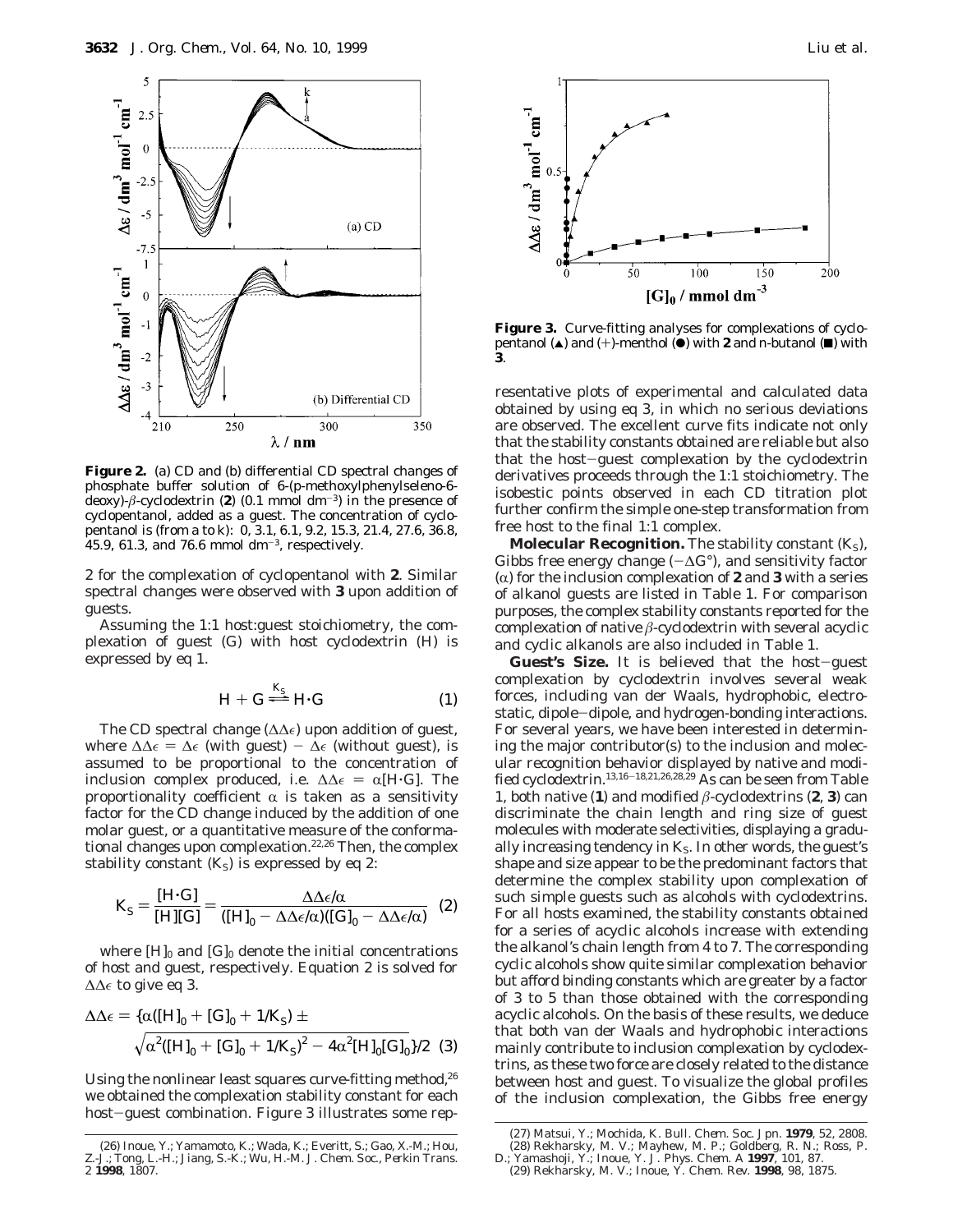**Figure 2.** (a) CD and (b) differential CD spectral changes of phosphate buffer solution of 6-(p-methoxylphenylseleno-6-deoxy)-β-cyclodextrin (**2**) (0.1 mmol dm$^{-3}$) in the presence of cyclopentanol, added as a guest. The concentration of cyclopentanol is (from a to k): 0, 3.1, 6.1, 9.2, 15.3, 21.4, 27.6, 36.8, 45.9, 61.3, and 76.6 mmol dm$^{-3}$, respectively.

2 for the complexation of cyclopentanol with **2**. Similar spectral changes were observed with **3** upon addition of guests.

Assuming the 1:1 host:guest stoichiometry, the complexation of guest (G) with host cyclodextrin (H) is expressed by eq 1.

$$\mathrm{H} + \mathrm{G} \overset{K_S}{\rightleftharpoons} \mathrm{H{\cdot}G} \tag{1}$$

The CD spectral change ($\Delta\Delta\epsilon$) upon addition of guest, where $\Delta\Delta\epsilon = \Delta\epsilon$ (with guest) $-$ $\Delta\epsilon$ (without guest), is assumed to be proportional to the concentration of inclusion complex produced, i.e. $\Delta\Delta\epsilon = \alpha[\mathrm{H{\cdot}G}]$. The proportionality coefficient $\alpha$ is taken as a sensitivity factor for the CD change induced by the addition of one molar guest, or a quantitative measure of the conformational changes upon complexation.[22,26] Then, the complex stability constant ($K_S$) is expressed by eq 2:

$$K_S = \frac{[\mathrm{H{\cdot}G}]}{[\mathrm{H}][\mathrm{G}]} = \frac{\Delta\Delta\epsilon/\alpha}{([\mathrm{H}]_0 - \Delta\Delta\epsilon/\alpha)([\mathrm{G}]_0 - \Delta\Delta\epsilon/\alpha)} \tag{2}$$

where $[\mathrm{H}]_0$ and $[\mathrm{G}]_0$ denote the initial concentrations of host and guest, respectively. Equation 2 is solved for $\Delta\Delta\epsilon$ to give eq 3.

$$\Delta\Delta\epsilon = \{\alpha([\mathrm{H}]_0 + [\mathrm{G}]_0 + 1/K_S) \pm \sqrt{\alpha^2([\mathrm{H}]_0 + [\mathrm{G}]_0 + 1/K_S)^2 - 4\alpha^2[\mathrm{H}]_0[\mathrm{G}]_0}\}/2 \tag{3}$$

Using the nonlinear least squares curve-fitting method,[26] we obtained the complexation stability constant for each host–guest combination. Figure 3 illustrates some representative plots of experimental and calculated data obtained by using eq 3, in which no serious deviations are observed. The excellent curve fits indicate not only that the stability constants obtained are reliable but also that the host–guest complexation by the cyclodextrin derivatives proceeds through the 1:1 stoichiometry. The isobestic points observed in each CD titration plot further confirm the simple one-step transformation from free host to the final 1:1 complex.

**Figure 3.** Curve-fitting analyses for complexations of cyclopentanol (▲) and (+)-menthol (●) with **2** and n-butanol (■) with **3**.

**Molecular Recognition.** The stability constant ($K_S$), Gibbs free energy change ($-\Delta G°$), and sensitivity factor ($\alpha$) for the inclusion complexation of **2** and **3** with a series of alkanol guests are listed in Table 1. For comparison purposes, the complex stability constants reported for the complexation of native β-cyclodextrin with several acyclic and cyclic alkanols are also included in Table 1.

**Guest's Size.** It is believed that the host–guest complexation by cyclodextrin involves several weak forces, including van der Waals, hydrophobic, electrostatic, dipole–dipole, and hydrogen-bonding interactions. For several years, we have been interested in determining the major contributor(s) to the inclusion and molecular recognition behavior displayed by native and modified cyclodextrin.[13,16–18,21,26,28,29] As can be seen from Table 1, both native (**1**) and modified β-cyclodextrins (**2**, **3**) can discriminate the chain length and ring size of guest molecules with moderate selectivities, displaying a gradually increasing tendency in $K_S$. In other words, the guest's shape and size appear to be the predominant factors that determine the complex stability upon complexation of such simple guests such as alcohols with cyclodextrins. For all hosts examined, the stability constants obtained for a series of acyclic alcohols increase with extending the alkanol's chain length from 4 to 7. The corresponding cyclic alcohols show quite similar complexation behavior but afford binding constants which are greater by a factor of 3 to 5 than those obtained with the corresponding acyclic alcohols. On the basis of these results, we deduce that both van der Waals and hydrophobic interactions mainly contribute to inclusion complexation by cyclodextrins, as these two force are closely related to the distance between host and guest. To visualize the global profiles of the inclusion complexation, the Gibbs free energy

(26) Inoue, Y.; Yamamoto, K.; Wada, K.; Everitt, S.; Gao, X.-M.; Hou, Z.-J.; Tong, L.-H.; Jiang, S.-K.; Wu, H.-M. *J. Chem. Soc., Perkin Trans. 2* **1998**, 1807.

(27) Matsui, Y.; Mochida, K. *Bull. Chem. Soc. Jpn.* **1979**, 52, 2808.

(28) Rekharsky, M. V.; Mayhew, M. P.; Goldberg, R. N.; Ross, P. D.; Yamashoji, Y.; Inoue, Y. *J. Phys. Chem. A* **1997**, 101, 87.

(29) Rekharsky, M. V.; Inoue, Y. *Chem. Rev.* **1998**, 98, 1875.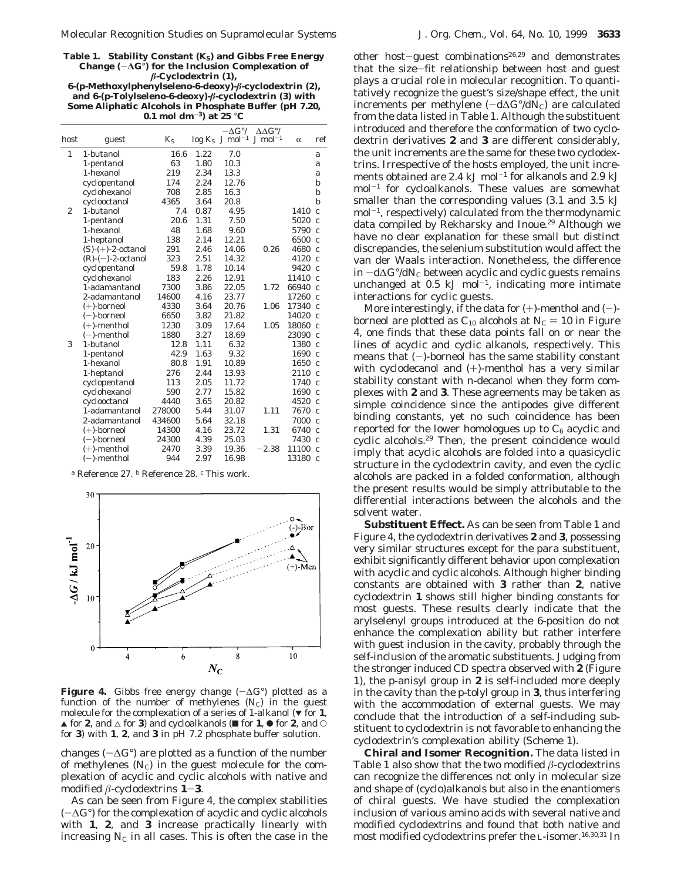**Table 1. Stability Constant ($K_S$) and Gibbs Free Energy Change ($-\Delta G°$) for the Inclusion Complexation of β-Cyclodextrin (1), 6-(p-Methoxylphenylseleno-6-deoxy)-β-cyclodextrin (2), and 6-(p-Tolylseleno-6-deoxy)-β-cyclodextrin (3) with Some Aliphatic Alcohols in Phosphate Buffer (pH 7.20, 0.1 mol dm$^{-3}$) at 25 °C**

| host | guest | $K_S$ | log $K_S$ | $-\Delta G°$/ J mol$^{-1}$ | $\Delta\Delta G°$/ J mol$^{-1}$ | α | ref |
|---|---|---|---|---|---|---|---|
| 1 | 1-butanol | 16.6 | 1.22 | 7.0 | | | a |
| | 1-pentanol | 63 | 1.80 | 10.3 | | | a |
| | 1-hexanol | 219 | 2.34 | 13.3 | | | a |
| | cyclopentanol | 174 | 2.24 | 12.76 | | | b |
| | cyclohexanol | 708 | 2.85 | 16.3 | | | b |
| | cyclooctanol | 4365 | 3.64 | 20.8 | | | b |
| 2 | 1-butanol | 7.4 | 0.87 | 4.95 | | 1410 | c |
| | 1-pentanol | 20.6 | 1.31 | 7.50 | | 5020 | c |
| | 1-hexanol | 48 | 1.68 | 9.60 | | 5790 | c |
| | 1-heptanol | 138 | 2.14 | 12.21 | | 6500 | c |
| | (S)-(+)-2-octanol | 291 | 2.46 | 14.06 | 0.26 | 4680 | c |
| | (R)-(−)-2-octanol | 323 | 2.51 | 14.32 | | 4120 | c |
| | cyclopentanol | 59.8 | 1.78 | 10.14 | | 9420 | c |
| | cyclohexanol | 183 | 2.26 | 12.91 | | 11410 | c |
| | 1-adamantanol | 7300 | 3.86 | 22.05 | 1.72 | 66940 | c |
| | 2-adamantanol | 14600 | 4.16 | 23.77 | | 17260 | c |
| | (+)-borneol | 4330 | 3.64 | 20.76 | 1.06 | 17340 | c |
| | (−)-borneol | 6650 | 3.82 | 21.82 | | 14020 | c |
| | (+)-menthol | 1230 | 3.09 | 17.64 | 1.05 | 18060 | c |
| | (−)-menthol | 1880 | 3.27 | 18.69 | | 23090 | c |
| 3 | 1-butanol | 12.8 | 1.11 | 6.32 | | 1380 | c |
| | 1-pentanol | 42.9 | 1.63 | 9.32 | | 1690 | c |
| | 1-hexanol | 80.8 | 1.91 | 10.89 | | 1650 | c |
| | 1-heptanol | 276 | 2.44 | 13.93 | | 2110 | c |
| | cyclopentanol | 113 | 2.05 | 11.72 | | 1740 | c |
| | cyclohexanol | 590 | 2.77 | 15.82 | | 1690 | c |
| | cyclooctanol | 4440 | 3.65 | 20.82 | | 4520 | c |
| | 1-adamantanol | 278000 | 5.44 | 31.07 | 1.11 | 7670 | c |
| | 2-adamantanol | 434600 | 5.64 | 32.18 | | 7000 | c |
| | (+)-borneol | 14300 | 4.16 | 23.72 | 1.31 | 6740 | c |
| | (−)-borneol | 24300 | 4.39 | 25.03 | | 7430 | c |
| | (+)-menthol | 2470 | 3.39 | 19.36 | −2.38 | 11100 | c |
| | (−)-menthol | 944 | 2.97 | 16.98 | | 13180 | c |

[a] Reference 27. [b] Reference 28. [c] This work.

**Figure 4.** Gibbs free energy change ($-\Delta G°$) plotted as a function of the number of methylenes ($N_C$) in the guest molecule for the complexation of a series of 1-alkanol (▼ for **1**, ▲ for **2**, and △ for **3**) and cycloalkanols (■ for **1**, ● for **2**, and ○ for **3**) with **1**, **2**, and **3** in pH 7.2 phosphate buffer solution.

changes ($-\Delta G°$) are plotted as a function of the number of methylenes ($N_C$) in the guest molecule for the complexation of acyclic and cyclic alcohols with native and modified β-cyclodextrins **1**–**3**.

As can be seen from Figure 4, the complex stabilities ($-\Delta G°$) for the complexation of acyclic and cyclic alcohols with **1**, **2**, and **3** increase practically linearly with increasing $N_C$ in all cases. This is often the case in the other host–guest combinations[26,29] and demonstrates that the size–fit relationship between host and guest plays a crucial role in molecular recognition. To quantitatively recognize the guest's size/shape effect, the unit increments per methylene ($-d\Delta G°/dN_C$) are calculated from the data listed in Table 1. Although the substituent introduced and therefore the conformation of two cyclodextrin derivatives **2** and **3** are different considerably, the unit increments are the same for these two cyclodextrins. Irrespective of the hosts employed, the unit increments obtained are 2.4 kJ mol$^{-1}$ for alkanols and 2.9 kJ mol$^{-1}$ for cycloalkanols. These values are somewhat smaller than the corresponding values (3.1 and 3.5 kJ mol$^{-1}$, respectively) calculated from the thermodynamic data compiled by Rekharsky and Inoue.[29] Although we have no clear explanation for these small but distinct discrepancies, the selenium substitution would affect the van der Waals interaction. Nonetheless, the difference in $-d\Delta G°/dN_C$ between acyclic and cyclic guests remains unchanged at 0.5 kJ mol$^{-1}$, indicating more intimate interactions for cyclic guests.

More interestingly, if the data for (+)-menthol and (−)-borneol are plotted as $C_{10}$ alcohols at $N_C = 10$ in Figure 4, one finds that these data points fall on or near the lines of acyclic and cyclic alkanols, respectively. This means that (−)-borneol has the same stability constant with cyclodecanol and (+)-menthol has a very similar stability constant with n-decanol when they form complexes with **2** and **3**. These agreements may be taken as simple coincidence since the antipodes give different binding constants, yet no such coincidence has been reported for the lower homologues up to $C_6$ acyclic and cyclic alcohols.[29] Then, the present coincidence would imply that acyclic alcohols are folded into a quasicyclic structure in the cyclodextrin cavity, and even the cyclic alcohols are packed in a folded conformation, although the present results would be simply attributable to the differential interactions between the alcohols and the solvent water.

**Substituent Effect.** As can be seen from Table 1 and Figure 4, the cyclodextrin derivatives **2** and **3**, possessing very similar structures except for the para substituent, exhibit significantly different behavior upon complexation with acyclic and cyclic alcohols. Although higher binding constants are obtained with **3** rather than **2**, native cyclodextrin **1** shows still higher binding constants for most guests. These results clearly indicate that the arylselenyl groups introduced at the 6-position do not enhance the complexation ability but rather interfere with guest inclusion in the cavity, probably through the self-inclusion of the aromatic substituents. Judging from the stronger induced CD spectra observed with **2** (Figure 1), the p-anisyl group in **2** is self-included more deeply in the cavity than the p-tolyl group in **3**, thus interfering with the accommodation of external guests. We may conclude that the introduction of a self-including substituent to cyclodextrin is not favorable to enhancing the cyclodextrin's complexation ability (Scheme 1).

**Chiral and Isomer Recognition.** The data listed in Table 1 also show that the two modified β-cyclodextrins can recognize the differences not only in molecular size and shape of (cyclo)alkanols but also in the enantiomers of chiral guests. We have studied the complexation inclusion of various amino acids with several native and modified cyclodextrins and found that both native and most modified cyclodextrins prefer the L-isomer.[16,30,31] In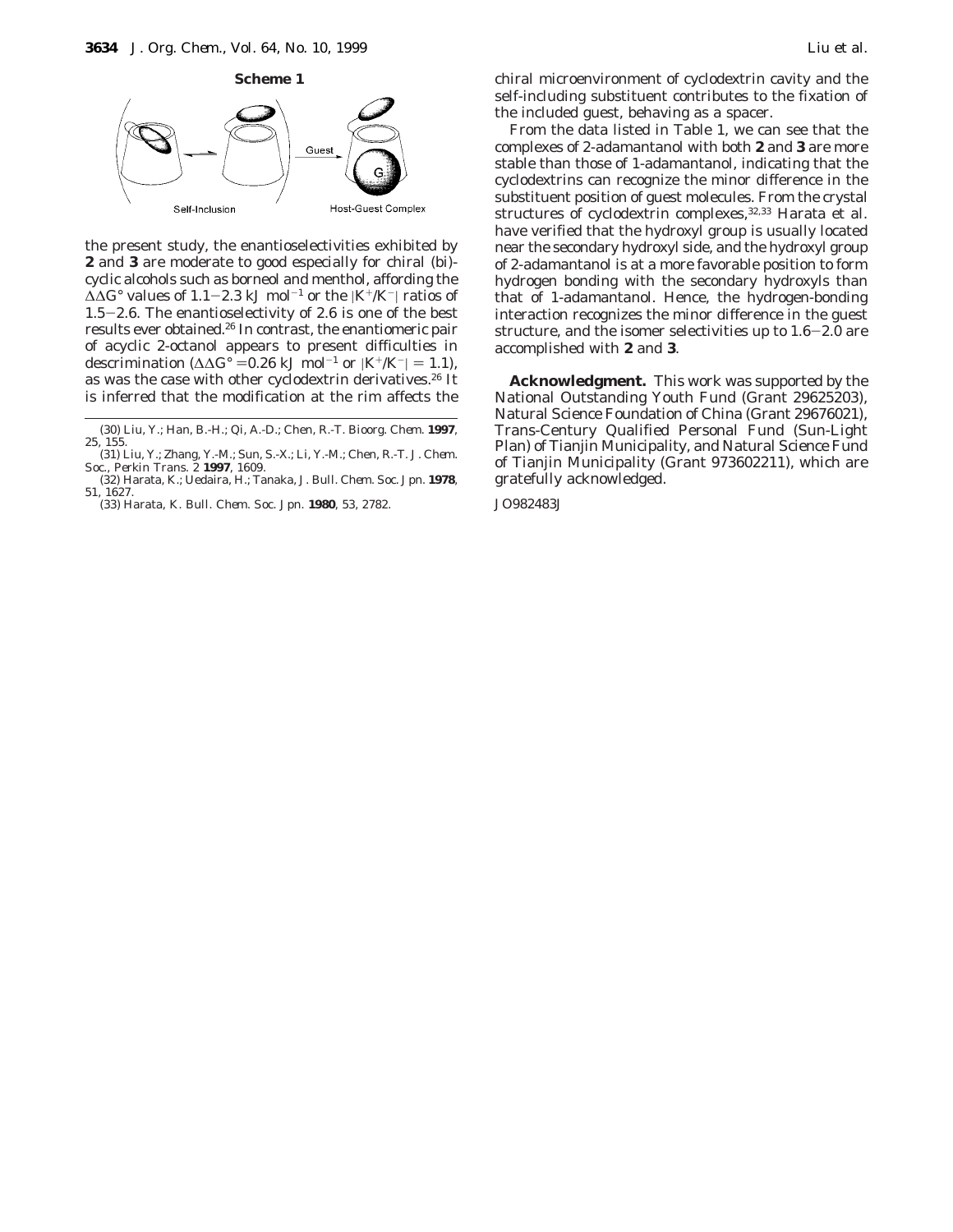**Scheme 1**

Self-Inclusion

Guest

G

Host-Guest Complex

the present study, the enantioselectivities exhibited by **2** and **3** are moderate to good especially for chiral (bi)-cyclic alcohols such as borneol and menthol, affording the $\Delta\Delta G°$ values of 1.1−2.3 kJ mol$^{-1}$ or the $|K^+/K^-|$ ratios of 1.5−2.6. The enantioselectivity of 2.6 is one of the best results ever obtained.[26] In contrast, the enantiomeric pair of acyclic 2-octanol appears to present difficulties in descrimination ($\Delta\Delta G°$ = 0.26 kJ mol$^{-1}$ or $|K^+/K^-|$ = 1.1), as was the case with other cyclodextrin derivatives.[26] It is inferred that the modification at the rim affects the chiral microenvironment of cyclodextrin cavity and the self-including substituent contributes to the fixation of the included guest, behaving as a spacer.

From the data listed in Table 1, we can see that the complexes of 2-adamantanol with both **2** and **3** are more stable than those of 1-adamantanol, indicating that the cyclodextrins can recognize the minor difference in the substituent position of guest molecules. From the crystal structures of cyclodextrin complexes,[32,33] Harata et al. have verified that the hydroxyl group is usually located near the secondary hydroxyl side, and the hydroxyl group of 2-adamantanol is at a more favorable position to form hydrogen bonding with the secondary hydroxyls than that of 1-adamantanol. Hence, the hydrogen-bonding interaction recognizes the minor difference in the guest structure, and the isomer selectivities up to 1.6−2.0 are accomplished with **2** and **3**.

**Acknowledgment.** This work was supported by the National Outstanding Youth Fund (Grant 29625203), Natural Science Foundation of China (Grant 29676021), Trans-Century Qualified Personal Fund (Sun-Light Plan) of Tianjin Municipality, and Natural Science Fund of Tianjin Municipality (Grant 973602211), which are gratefully acknowledged.

JO982483J

(30) Liu, Y.; Han, B.-H.; Qi, A.-D.; Chen, R.-T. *Bioorg. Chem.* **1997**, *25*, 155.

(31) Liu, Y.; Zhang, Y.-M.; Sun, S.-X.; Li, Y.-M.; Chen, R.-T. *J. Chem. Soc., Perkin Trans. 2* **1997**, 1609.

(32) Harata, K.; Uedaira, H.; Tanaka, J. *Bull. Chem. Soc. Jpn.* **1978**, *51*, 1627.

(33) Harata, K. *Bull. Chem. Soc. Jpn.* **1980**, *53*, 2782.